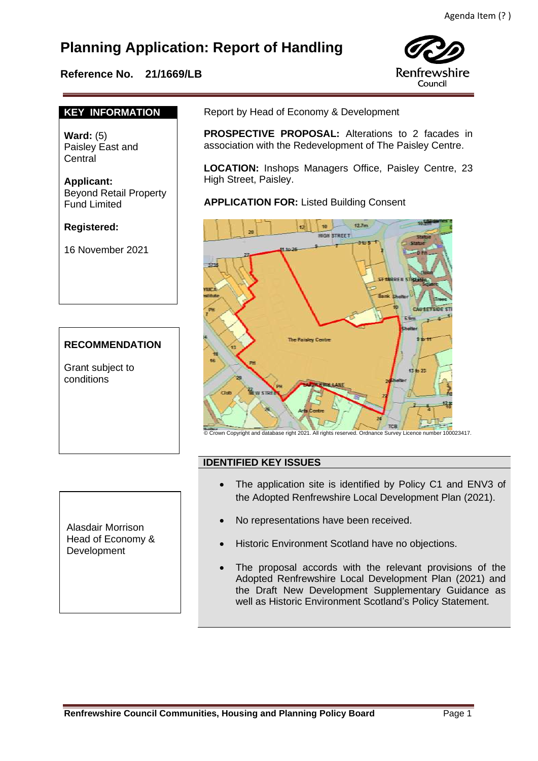Agenda Item (? )

# Planning Application: Report of Handling

**Reference No. 21/1669/LB**

Renfrewshire Council

## KEY INFORMATION

**Ward:** (5) Paisley East and Central

**Applicant:** Beyond Retail Property Fund Limited

**Registered:**

16 November 2021

Report by Head of Economy & Development

**PROSPECTIVE PROPOSAL:** Alterations to 2 facades in association with the Redevelopment of The Paisley Centre.

**LOCATION:** Inshops Managers Office, Paisley Centre, 23 High Street, Paisley.

**APPLICATION FOR:** Listed Building Consent

© Crown Copyright and database right 2021. All rights reserved. Ordnance Survey Licence number 100023417.

## RECOMMENDATION

Grant subject to conditions

Alasdair Morrison
Head of Economy & Development

## IDENTIFIED KEY ISSUES

- The application site is identified by Policy C1 and ENV3 of the Adopted Renfrewshire Local Development Plan (2021).
- No representations have been received.
- Historic Environment Scotland have no objections.
- The proposal accords with the relevant provisions of the Adopted Renfrewshire Local Development Plan (2021) and the Draft New Development Supplementary Guidance as well as Historic Environment Scotland's Policy Statement.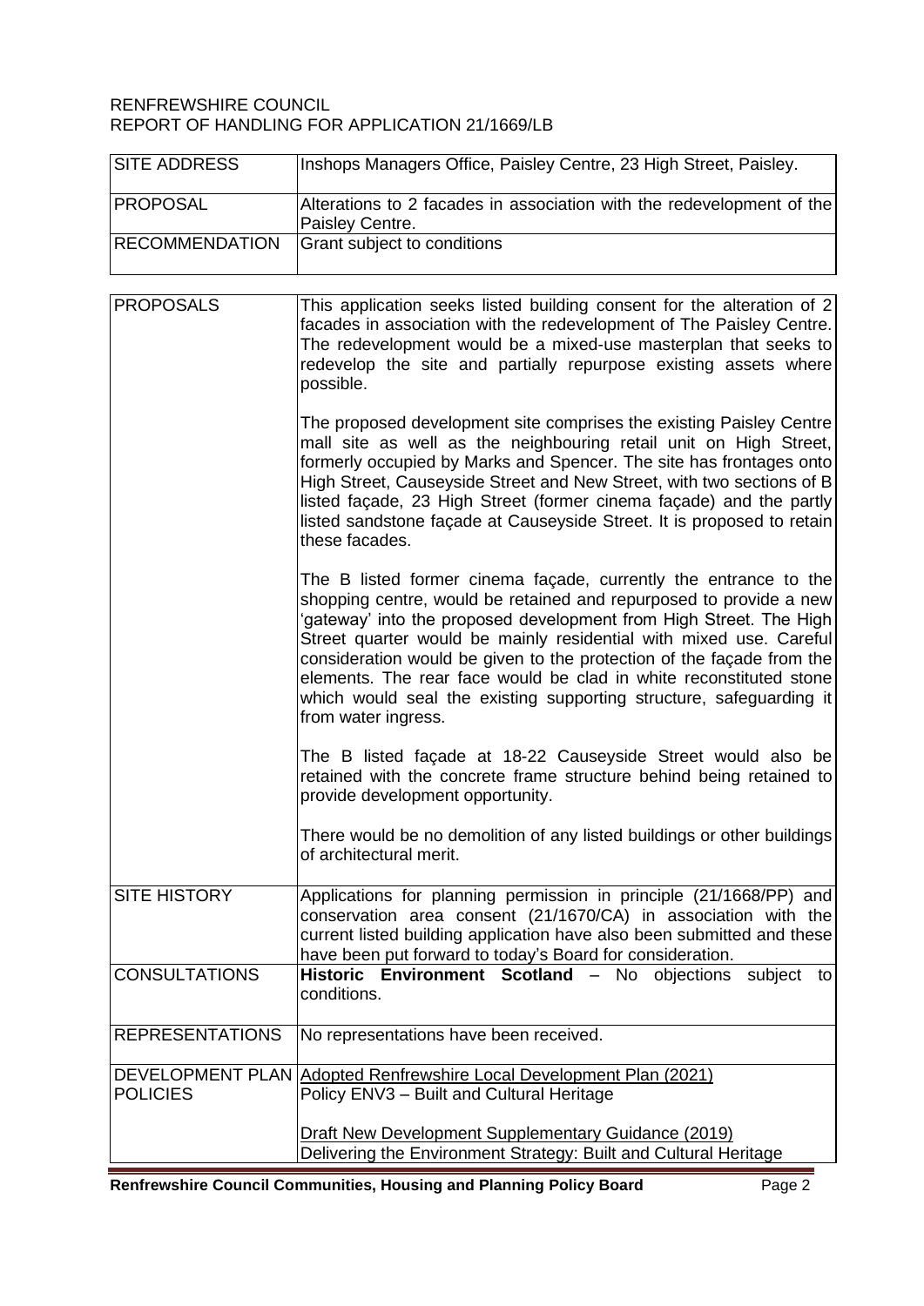RENFREWSHIRE COUNCIL
REPORT OF HANDLING FOR APPLICATION 21/1669/LB

| | |
|---|---|
| SITE ADDRESS | Inshops Managers Office, Paisley Centre, 23 High Street, Paisley. |
| PROPOSAL | Alterations to 2 facades in association with the redevelopment of the Paisley Centre. |
| RECOMMENDATION | Grant subject to conditions |

| | |
|---|---|
| PROPOSALS | This application seeks listed building consent for the alteration of 2 facades in association with the redevelopment of The Paisley Centre. The redevelopment would be a mixed-use masterplan that seeks to redevelop the site and partially repurpose existing assets where possible.<br><br>The proposed development site comprises the existing Paisley Centre mall site as well as the neighbouring retail unit on High Street, formerly occupied by Marks and Spencer. The site has frontages onto High Street, Causeyside Street and New Street, with two sections of B listed façade, 23 High Street (former cinema façade) and the partly listed sandstone façade at Causeyside Street. It is proposed to retain these facades.<br><br>The B listed former cinema façade, currently the entrance to the shopping centre, would be retained and repurposed to provide a new 'gateway' into the proposed development from High Street. The High Street quarter would be mainly residential with mixed use. Careful consideration would be given to the protection of the façade from the elements. The rear face would be clad in white reconstituted stone which would seal the existing supporting structure, safeguarding it from water ingress.<br><br>The B listed façade at 18-22 Causeyside Street would also be retained with the concrete frame structure behind being retained to provide development opportunity.<br><br>There would be no demolition of any listed buildings or other buildings of architectural merit. |
| SITE HISTORY | Applications for planning permission in principle (21/1668/PP) and conservation area consent (21/1670/CA) in association with the current listed building application have also been submitted and these have been put forward to today's Board for consideration. |
| CONSULTATIONS | **Historic Environment Scotland** – No objections subject to conditions. |
| REPRESENTATIONS | No representations have been received. |
| DEVELOPMENT PLAN POLICIES | Adopted Renfrewshire Local Development Plan (2021)<br>Policy ENV3 – Built and Cultural Heritage<br><br>Draft New Development Supplementary Guidance (2019)<br>Delivering the Environment Strategy: Built and Cultural Heritage |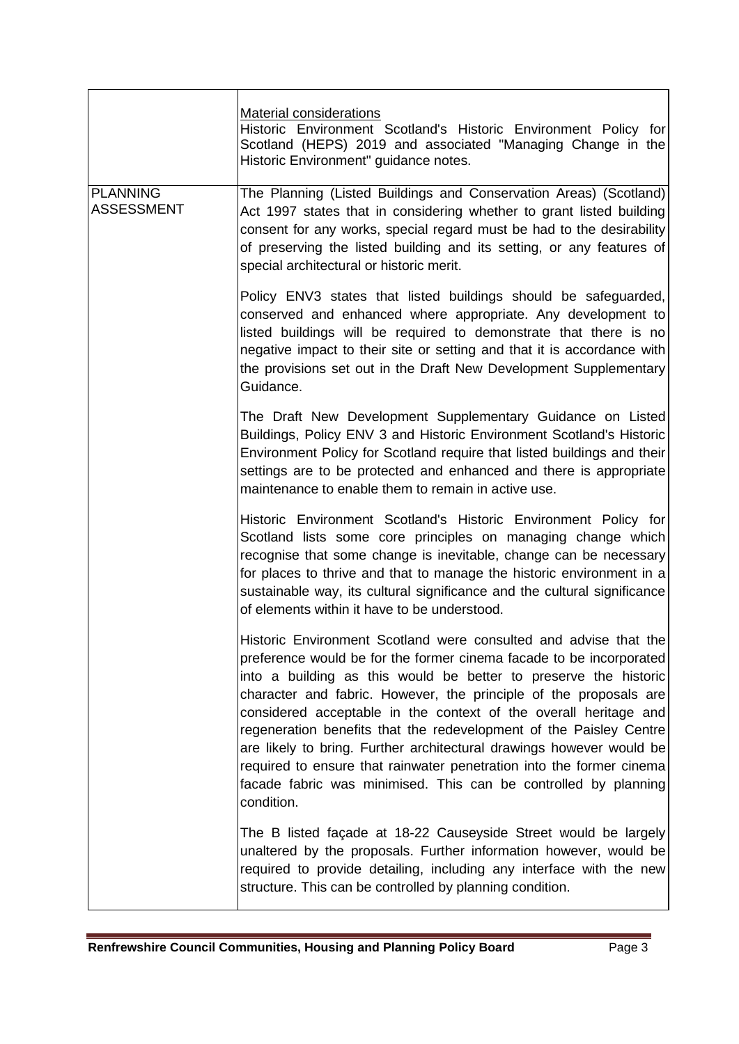| | |
|---|---|
| | Material considerations<br>Historic Environment Scotland's Historic Environment Policy for Scotland (HEPS) 2019 and associated "Managing Change in the Historic Environment" guidance notes. |
| PLANNING ASSESSMENT | The Planning (Listed Buildings and Conservation Areas) (Scotland) Act 1997 states that in considering whether to grant listed building consent for any works, special regard must be had to the desirability of preserving the listed building and its setting, or any features of special architectural or historic merit.<br><br>Policy ENV3 states that listed buildings should be safeguarded, conserved and enhanced where appropriate. Any development to listed buildings will be required to demonstrate that there is no negative impact to their site or setting and that it is accordance with the provisions set out in the Draft New Development Supplementary Guidance.<br><br>The Draft New Development Supplementary Guidance on Listed Buildings, Policy ENV 3 and Historic Environment Scotland's Historic Environment Policy for Scotland require that listed buildings and their settings are to be protected and enhanced and there is appropriate maintenance to enable them to remain in active use.<br><br>Historic Environment Scotland's Historic Environment Policy for Scotland lists some core principles on managing change which recognise that some change is inevitable, change can be necessary for places to thrive and that to manage the historic environment in a sustainable way, its cultural significance and the cultural significance of elements within it have to be understood.<br><br>Historic Environment Scotland were consulted and advise that the preference would be for the former cinema facade to be incorporated into a building as this would be better to preserve the historic character and fabric. However, the principle of the proposals are considered acceptable in the context of the overall heritage and regeneration benefits that the redevelopment of the Paisley Centre are likely to bring. Further architectural drawings however would be required to ensure that rainwater penetration into the former cinema facade fabric was minimised. This can be controlled by planning condition.<br><br>The B listed façade at 18-22 Causeyside Street would be largely unaltered by the proposals. Further information however, would be required to provide detailing, including any interface with the new structure. This can be controlled by planning condition. |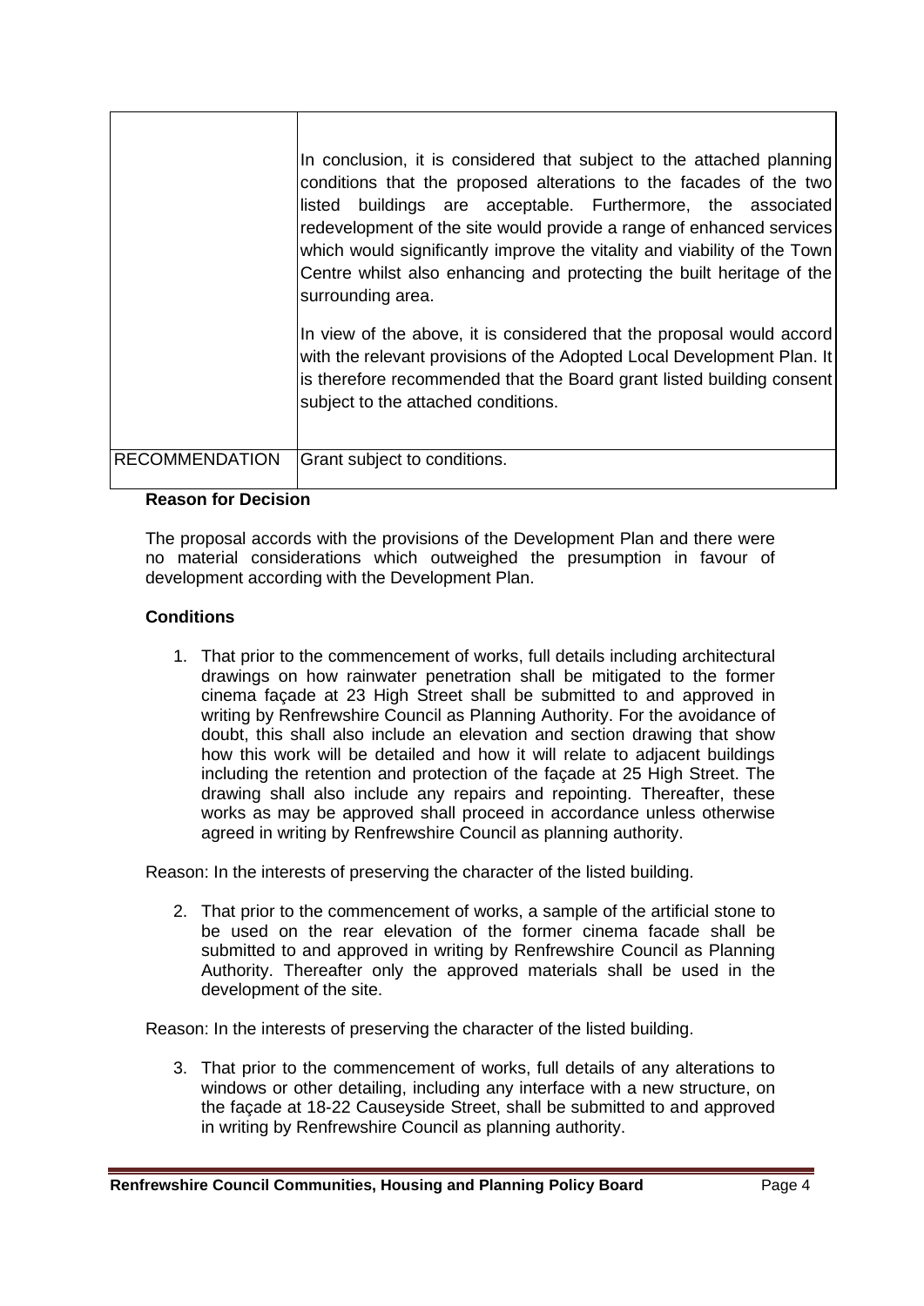| | |
|---|---|
| | In conclusion, it is considered that subject to the attached planning conditions that the proposed alterations to the facades of the two listed buildings are acceptable. Furthermore, the associated redevelopment of the site would provide a range of enhanced services which would significantly improve the vitality and viability of the Town Centre whilst also enhancing and protecting the built heritage of the surrounding area.<br><br>In view of the above, it is considered that the proposal would accord with the relevant provisions of the Adopted Local Development Plan. It is therefore recommended that the Board grant listed building consent subject to the attached conditions. |
| RECOMMENDATION | Grant subject to conditions. |

**Reason for Decision**

The proposal accords with the provisions of the Development Plan and there were no material considerations which outweighed the presumption in favour of development according with the Development Plan.

**Conditions**

1. That prior to the commencement of works, full details including architectural drawings on how rainwater penetration shall be mitigated to the former cinema façade at 23 High Street shall be submitted to and approved in writing by Renfrewshire Council as Planning Authority. For the avoidance of doubt, this shall also include an elevation and section drawing that show how this work will be detailed and how it will relate to adjacent buildings including the retention and protection of the façade at 25 High Street. The drawing shall also include any repairs and repointing. Thereafter, these works as may be approved shall proceed in accordance unless otherwise agreed in writing by Renfrewshire Council as planning authority.

Reason: In the interests of preserving the character of the listed building.

2. That prior to the commencement of works, a sample of the artificial stone to be used on the rear elevation of the former cinema facade shall be submitted to and approved in writing by Renfrewshire Council as Planning Authority. Thereafter only the approved materials shall be used in the development of the site.

Reason: In the interests of preserving the character of the listed building.

3. That prior to the commencement of works, full details of any alterations to windows or other detailing, including any interface with a new structure, on the façade at 18-22 Causeyside Street, shall be submitted to and approved in writing by Renfrewshire Council as planning authority.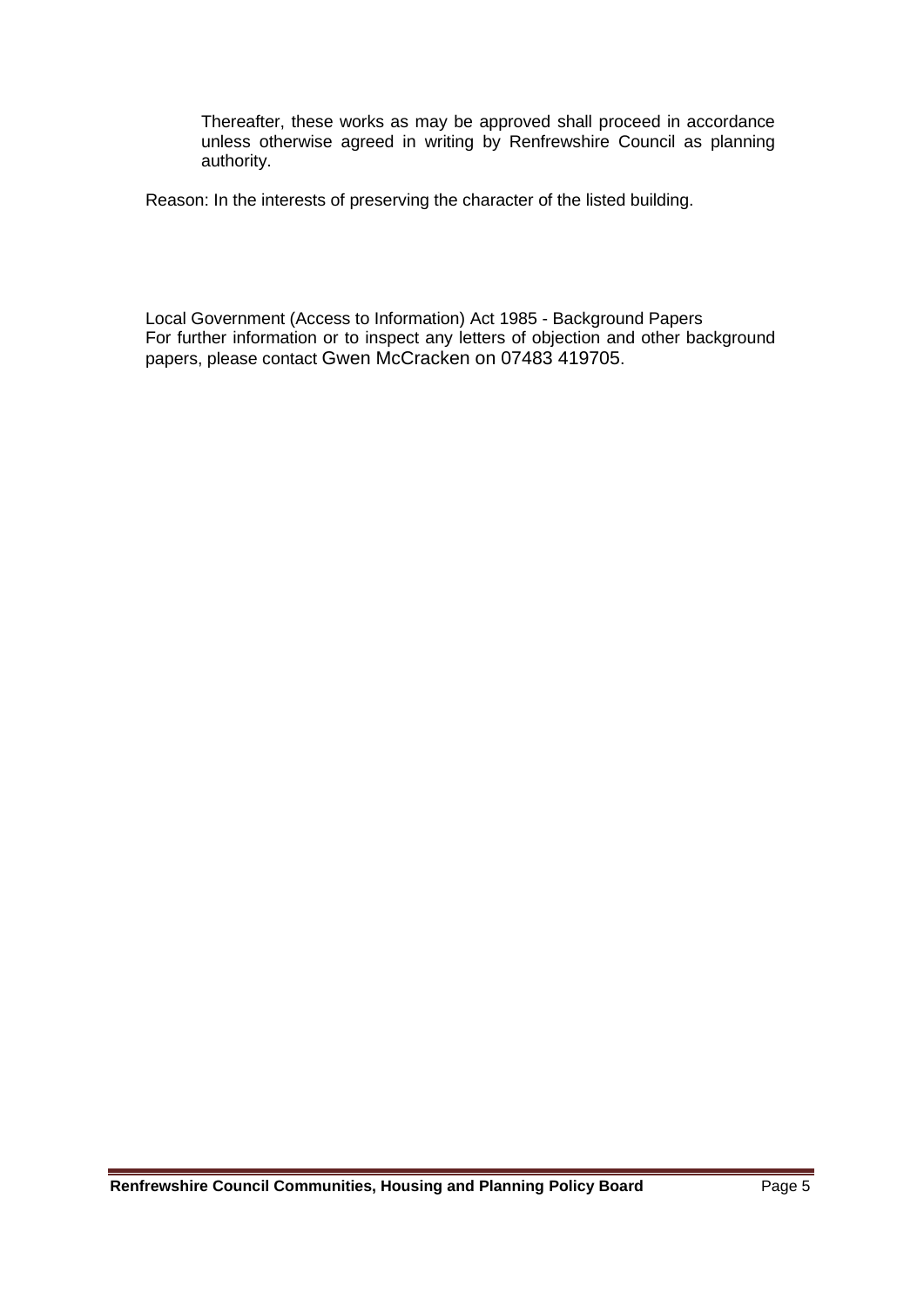Thereafter, these works as may be approved shall proceed in accordance unless otherwise agreed in writing by Renfrewshire Council as planning authority.

Reason: In the interests of preserving the character of the listed building.

Local Government (Access to Information) Act 1985 - Background Papers
For further information or to inspect any letters of objection and other background papers, please contact Gwen McCracken on 07483 419705.